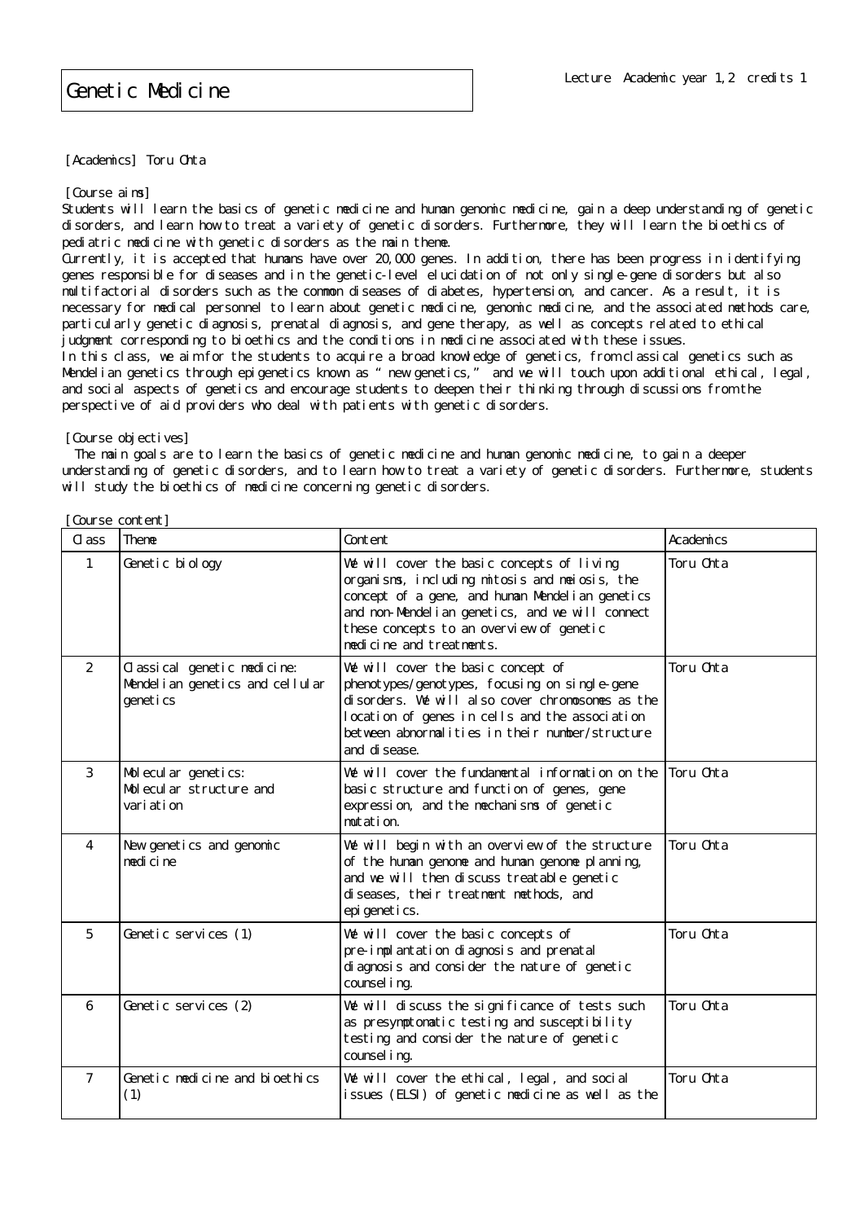# Genetic Medicine

Lecture Academic year 1,2 credits 1

[Academics] Toru Ohta

[Course aims]

Students will learn the basics of genetic medicine and human genomic medicine, gain a deep understanding of genetic disorders, and learn how to treat a variety of genetic disorders. Furthermore, they will learn the bioethics of pediatric medicine with genetic disorders as the main theme.

Currently, it is accepted that humans have over 20,000 genes. In addition, there has been progress in identifying genes responsible for diseases and in the genetic-level elucidation of not only single-gene disorders but also multifactorial disorders such as the common diseases of diabetes, hypertension, and cancer. As a result, it is necessary for medical personnel to learn about genetic medicine, genomic medicine, and the associated methods care, particularly genetic diagnosis, prenatal diagnosis, and gene therapy, as well as concepts related to ethical judgment corresponding to bioethics and the conditions in medicine associated with these issues.

In this class, we aim for the students to acquire a broad knowledge of genetics, from classical genetics such as Mendelian genetics through epigenetics known as "new genetics," and we will touch upon additional ethical, legal, and social aspects of genetics and encourage students to deepen their thinking through discussions from the perspective of aid providers who deal with patients with genetic disorders.

[Course objectives]

The main goals are to learn the basics of genetic medicine and human genomic medicine, to gain a deeper understanding of genetic disorders, and to learn how to treat a variety of genetic disorders. Furthermore, students will study the bioethics of medicine concerning genetic disorders.

[Course content]

| Class | Theme | Content | Academics |
|---|---|---|---|
| 1 | Genetic biology | We will cover the basic concepts of living organisms, including mitosis and meiosis, the concept of a gene, and human Mendelian genetics and non-Mendelian genetics, and we will connect these concepts to an overview of genetic medicine and treatments. | Toru Ohta |
| 2 | Classical genetic medicine: Mendelian genetics and cellular genetics | We will cover the basic concept of phenotypes/genotypes, focusing on single-gene disorders. We will also cover chromosomes as the location of genes in cells and the association between abnormalities in their number/structure and disease. | Toru Ohta |
| 3 | Molecular genetics: Molecular structure and variation | We will cover the fundamental information on the basic structure and function of genes, gene expression, and the mechanisms of genetic mutation. | Toru Ohta |
| 4 | New genetics and genomic medicine | We will begin with an overview of the structure of the human genome and human genome planning, and we will then discuss treatable genetic diseases, their treatment methods, and epigenetics. | Toru Ohta |
| 5 | Genetic services (1) | We will cover the basic concepts of pre-implantation diagnosis and prenatal diagnosis and consider the nature of genetic counseling. | Toru Ohta |
| 6 | Genetic services (2) | We will discuss the significance of tests such as presymptomatic testing and susceptibility testing and consider the nature of genetic counseling. | Toru Ohta |
| 7 | Genetic medicine and bioethics (1) | We will cover the ethical, legal, and social issues (ELSI) of genetic medicine as well as the | Toru Ohta |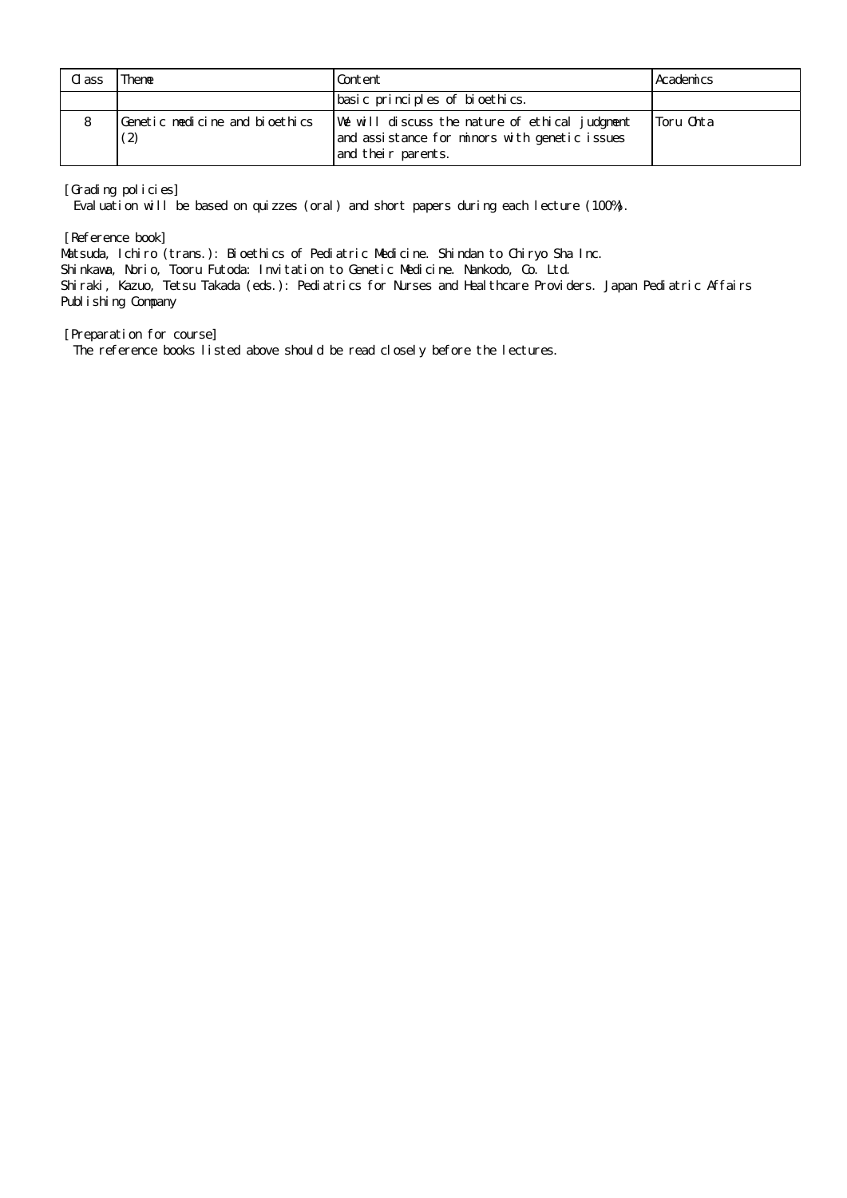| Class | Theme | Content | Academics |
|---|---|---|---|
| | | basic principles of bioethics. | |
| 8 | Genetic medicine and bioethics (2) | We will discuss the nature of ethical judgment and assistance for minors with genetic issues and their parents. | Toru Ohta |

[Grading policies]

Evaluation will be based on quizzes (oral) and short papers during each lecture (100%).

[Reference book]

Matsuda, Ichiro (trans.): Bioethics of Pediatric Medicine. Shindan to Chiryo Sha Inc.
Shinkawa, Norio, Tooru Futoda: Invitation to Genetic Medicine. Nankodo, Co. Ltd.
Shiraki, Kazuo, Tetsu Takada (eds.): Pediatrics for Nurses and Healthcare Providers. Japan Pediatric Affairs Publishing Company

[Preparation for course]

The reference books listed above should be read closely before the lectures.